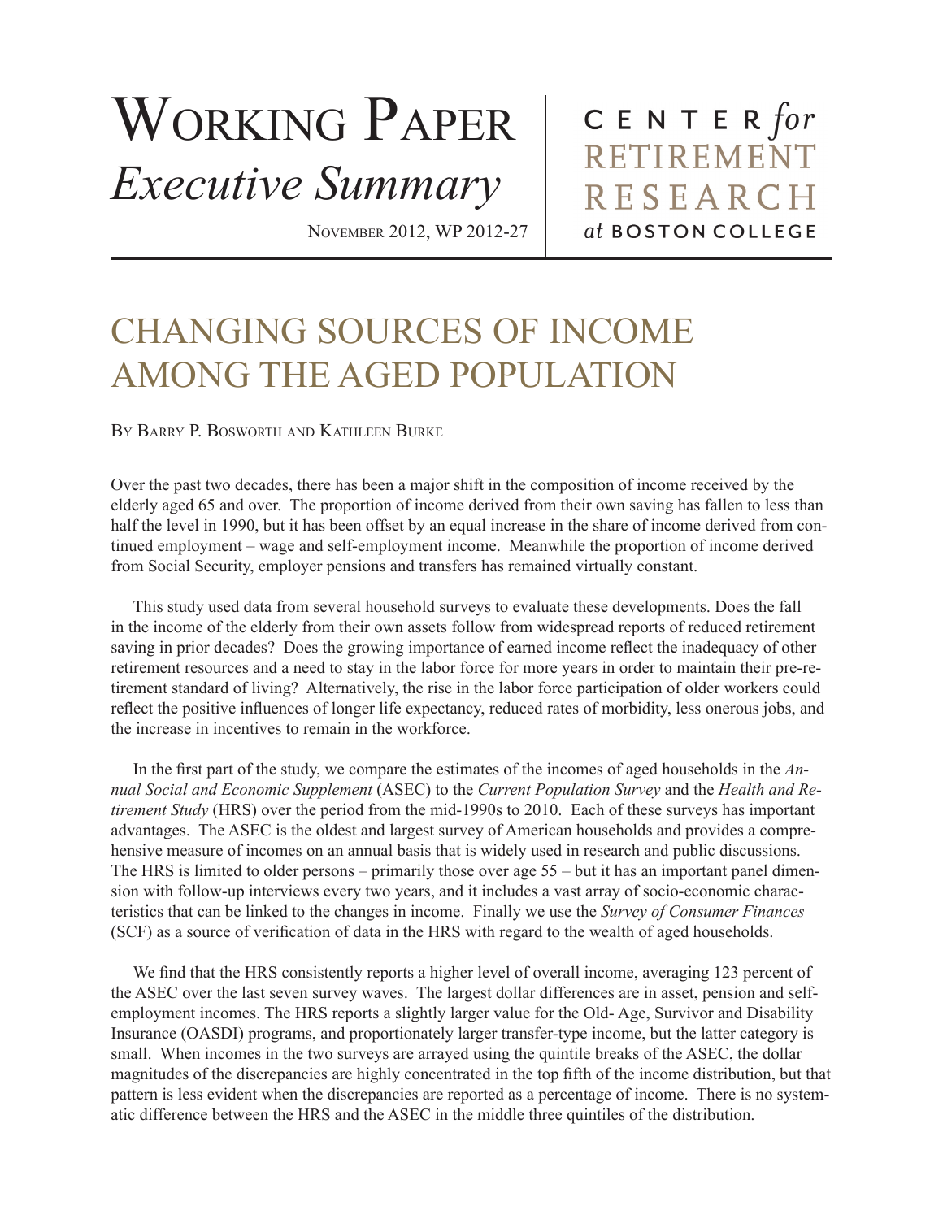# Working Paper *Executive Summary*

November 2012, WP 2012-27

Center *for* Retirement Research *at* Boston College

# CHANGING SOURCES OF INCOME AMONG THE AGED POPULATION

By Barry P. Bosworth and Kathleen Burke

Over the past two decades, there has been a major shift in the composition of income received by the elderly aged 65 and over. The proportion of income derived from their own saving has fallen to less than half the level in 1990, but it has been offset by an equal increase in the share of income derived from continued employment – wage and self-employment income. Meanwhile the proportion of income derived from Social Security, employer pensions and transfers has remained virtually constant.

This study used data from several household surveys to evaluate these developments. Does the fall in the income of the elderly from their own assets follow from widespread reports of reduced retirement saving in prior decades? Does the growing importance of earned income reflect the inadequacy of other retirement resources and a need to stay in the labor force for more years in order to maintain their pre-retirement standard of living? Alternatively, the rise in the labor force participation of older workers could reflect the positive influences of longer life expectancy, reduced rates of morbidity, less onerous jobs, and the increase in incentives to remain in the workforce.

In the first part of the study, we compare the estimates of the incomes of aged households in the *Annual Social and Economic Supplement* (ASEC) to the *Current Population Survey* and the *Health and Retirement Study* (HRS) over the period from the mid-1990s to 2010. Each of these surveys has important advantages. The ASEC is the oldest and largest survey of American households and provides a comprehensive measure of incomes on an annual basis that is widely used in research and public discussions. The HRS is limited to older persons – primarily those over age 55 – but it has an important panel dimension with follow-up interviews every two years, and it includes a vast array of socio-economic characteristics that can be linked to the changes in income. Finally we use the *Survey of Consumer Finances* (SCF) as a source of verification of data in the HRS with regard to the wealth of aged households.

We find that the HRS consistently reports a higher level of overall income, averaging 123 percent of the ASEC over the last seven survey waves. The largest dollar differences are in asset, pension and self-employment incomes. The HRS reports a slightly larger value for the Old- Age, Survivor and Disability Insurance (OASDI) programs, and proportionately larger transfer-type income, but the latter category is small. When incomes in the two surveys are arrayed using the quintile breaks of the ASEC, the dollar magnitudes of the discrepancies are highly concentrated in the top fifth of the income distribution, but that pattern is less evident when the discrepancies are reported as a percentage of income. There is no systematic difference between the HRS and the ASEC in the middle three quintiles of the distribution.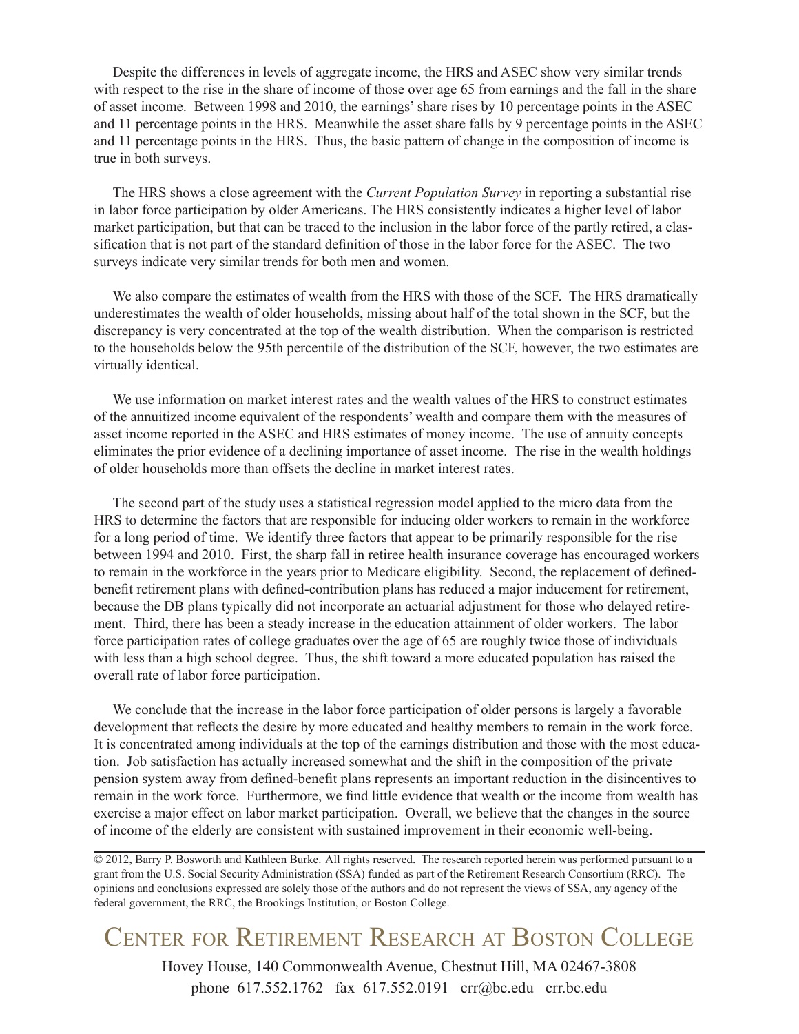Despite the differences in levels of aggregate income, the HRS and ASEC show very similar trends with respect to the rise in the share of income of those over age 65 from earnings and the fall in the share of asset income. Between 1998 and 2010, the earnings' share rises by 10 percentage points in the ASEC and 11 percentage points in the HRS. Meanwhile the asset share falls by 9 percentage points in the ASEC and 11 percentage points in the HRS. Thus, the basic pattern of change in the composition of income is true in both surveys.

The HRS shows a close agreement with the *Current Population Survey* in reporting a substantial rise in labor force participation by older Americans. The HRS consistently indicates a higher level of labor market participation, but that can be traced to the inclusion in the labor force of the partly retired, a classification that is not part of the standard definition of those in the labor force for the ASEC. The two surveys indicate very similar trends for both men and women.

We also compare the estimates of wealth from the HRS with those of the SCF. The HRS dramatically underestimates the wealth of older households, missing about half of the total shown in the SCF, but the discrepancy is very concentrated at the top of the wealth distribution. When the comparison is restricted to the households below the 95th percentile of the distribution of the SCF, however, the two estimates are virtually identical.

We use information on market interest rates and the wealth values of the HRS to construct estimates of the annuitized income equivalent of the respondents' wealth and compare them with the measures of asset income reported in the ASEC and HRS estimates of money income. The use of annuity concepts eliminates the prior evidence of a declining importance of asset income. The rise in the wealth holdings of older households more than offsets the decline in market interest rates.

The second part of the study uses a statistical regression model applied to the micro data from the HRS to determine the factors that are responsible for inducing older workers to remain in the workforce for a long period of time. We identify three factors that appear to be primarily responsible for the rise between 1994 and 2010. First, the sharp fall in retiree health insurance coverage has encouraged workers to remain in the workforce in the years prior to Medicare eligibility. Second, the replacement of defined-benefit retirement plans with defined-contribution plans has reduced a major inducement for retirement, because the DB plans typically did not incorporate an actuarial adjustment for those who delayed retirement. Third, there has been a steady increase in the education attainment of older workers. The labor force participation rates of college graduates over the age of 65 are roughly twice those of individuals with less than a high school degree. Thus, the shift toward a more educated population has raised the overall rate of labor force participation.

We conclude that the increase in the labor force participation of older persons is largely a favorable development that reflects the desire by more educated and healthy members to remain in the work force. It is concentrated among individuals at the top of the earnings distribution and those with the most education. Job satisfaction has actually increased somewhat and the shift in the composition of the private pension system away from defined-benefit plans represents an important reduction in the disincentives to remain in the work force. Furthermore, we find little evidence that wealth or the income from wealth has exercise a major effect on labor market participation. Overall, we believe that the changes in the source of income of the elderly are consistent with sustained improvement in their economic well-being.

---

© 2012, Barry P. Bosworth and Kathleen Burke. All rights reserved. The research reported herein was performed pursuant to a grant from the U.S. Social Security Administration (SSA) funded as part of the Retirement Research Consortium (RRC). The opinions and conclusions expressed are solely those of the authors and do not represent the views of SSA, any agency of the federal government, the RRC, the Brookings Institution, or Boston College.

## Center for Retirement Research at Boston College

Hovey House, 140 Commonwealth Avenue, Chestnut Hill, MA 02467-3808
phone 617.552.1762 fax 617.552.0191 crr@bc.edu crr.bc.edu